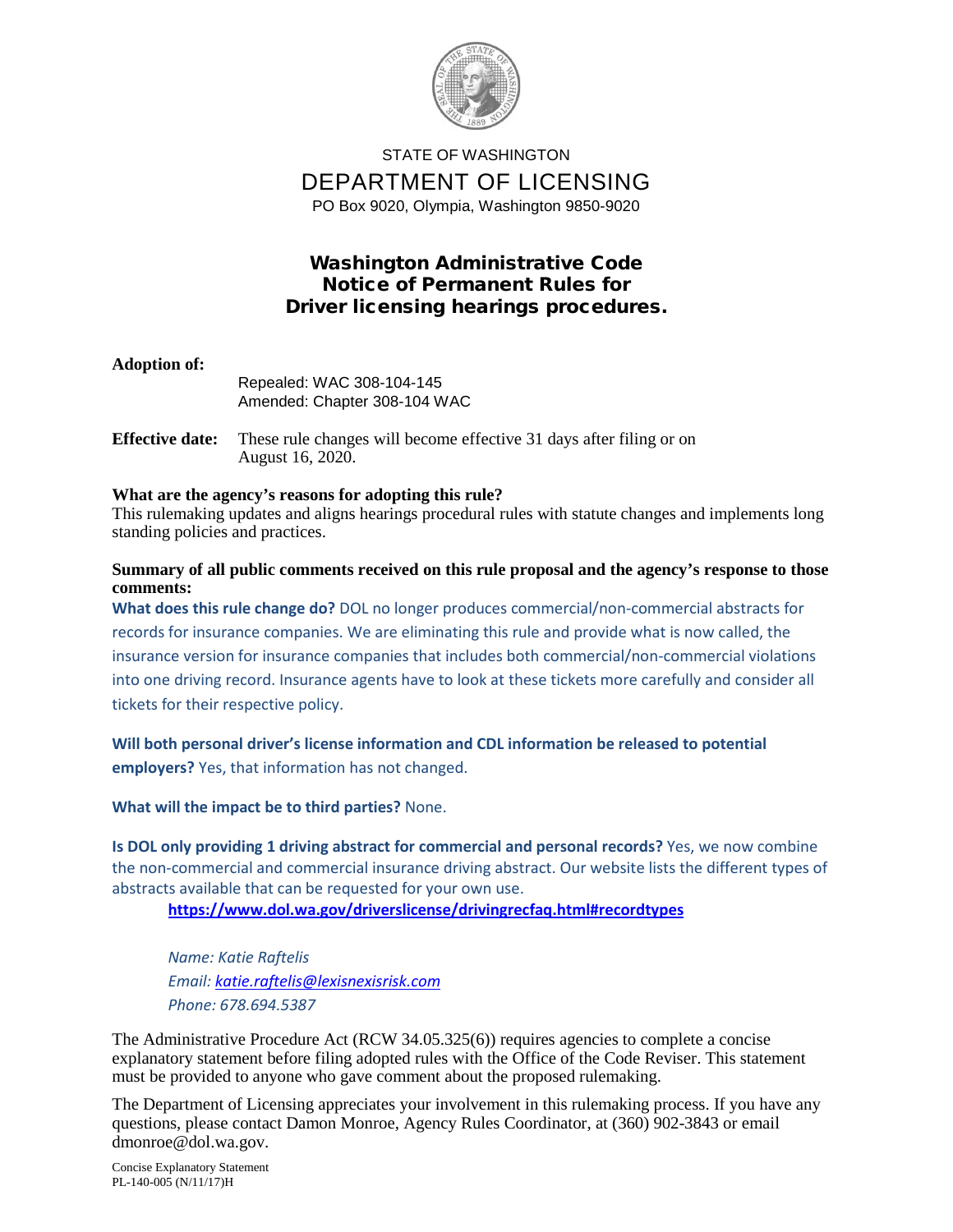STATE OF WASHINGTON

# DEPARTMENT OF LICENSING

PO Box 9020, Olympia, Washington 9850-9020

## Washington Administrative Code Notice of Permanent Rules for Driver licensing hearings procedures.

**Adoption of:**

Repealed: WAC 308-104-145
Amended: Chapter 308-104 WAC

**Effective date:** These rule changes will become effective 31 days after filing or on August 16, 2020.

**What are the agency's reasons for adopting this rule?**

This rulemaking updates and aligns hearings procedural rules with statute changes and implements long standing policies and practices.

**Summary of all public comments received on this rule proposal and the agency's response to those comments:**

**What does this rule change do?** DOL no longer produces commercial/non-commercial abstracts for records for insurance companies. We are eliminating this rule and provide what is now called, the insurance version for insurance companies that includes both commercial/non-commercial violations into one driving record. Insurance agents have to look at these tickets more carefully and consider all tickets for their respective policy.

**Will both personal driver's license information and CDL information be released to potential employers?** Yes, that information has not changed.

**What will the impact be to third parties?** None.

**Is DOL only providing 1 driving abstract for commercial and personal records?** Yes, we now combine the non-commercial and commercial insurance driving abstract. Our website lists the different types of abstracts available that can be requested for your own use.

**https://www.dol.wa.gov/driverslicense/drivingrecfaq.html#recordtypes**

*Name: Katie Raftelis*
*Email: katie.raftelis@lexisnexisrisk.com*
*Phone: 678.694.5387*

The Administrative Procedure Act (RCW 34.05.325(6)) requires agencies to complete a concise explanatory statement before filing adopted rules with the Office of the Code Reviser. This statement must be provided to anyone who gave comment about the proposed rulemaking.

The Department of Licensing appreciates your involvement in this rulemaking process. If you have any questions, please contact Damon Monroe, Agency Rules Coordinator, at (360) 902-3843 or email dmonroe@dol.wa.gov.

Concise Explanatory Statement
PL-140-005 (N/11/17)H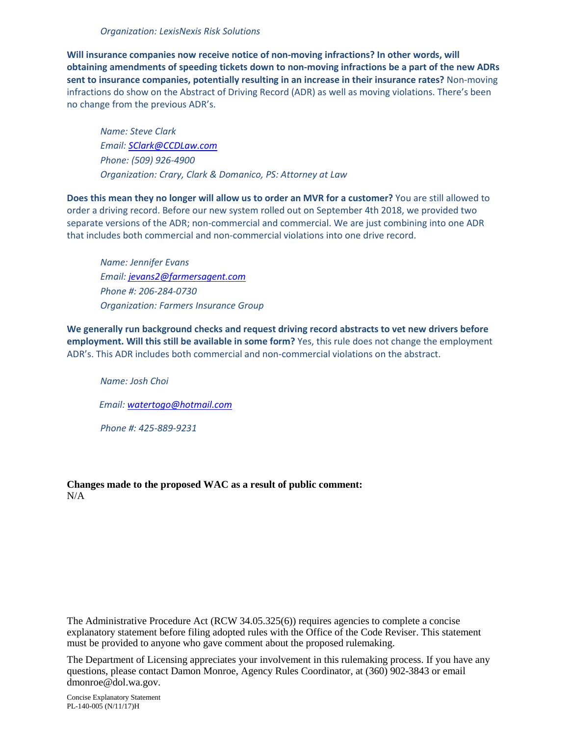*Organization: LexisNexis Risk Solutions*

**Will insurance companies now receive notice of non-moving infractions? In other words, will obtaining amendments of speeding tickets down to non-moving infractions be a part of the new ADRs sent to insurance companies, potentially resulting in an increase in their insurance rates?** Non-moving infractions do show on the Abstract of Driving Record (ADR) as well as moving violations. There's been no change from the previous ADR's.

*Name: Steve Clark*
*Email: SClark@CCDLaw.com*
*Phone: (509) 926-4900*
*Organization: Crary, Clark & Domanico, PS: Attorney at Law*

**Does this mean they no longer will allow us to order an MVR for a customer?** You are still allowed to order a driving record. Before our new system rolled out on September 4th 2018, we provided two separate versions of the ADR; non-commercial and commercial. We are just combining into one ADR that includes both commercial and non-commercial violations into one drive record.

*Name: Jennifer Evans*
*Email: jevans2@farmersagent.com*
*Phone #: 206-284-0730*
*Organization: Farmers Insurance Group*

**We generally run background checks and request driving record abstracts to vet new drivers before employment. Will this still be available in some form?** Yes, this rule does not change the employment ADR's. This ADR includes both commercial and non-commercial violations on the abstract.

*Name: Josh Choi*

*Email: watertogo@hotmail.com*

*Phone #: 425-889-9231*

**Changes made to the proposed WAC as a result of public comment:**
N/A

The Administrative Procedure Act (RCW 34.05.325(6)) requires agencies to complete a concise explanatory statement before filing adopted rules with the Office of the Code Reviser. This statement must be provided to anyone who gave comment about the proposed rulemaking.

The Department of Licensing appreciates your involvement in this rulemaking process. If you have any questions, please contact Damon Monroe, Agency Rules Coordinator, at (360) 902-3843 or email dmonroe@dol.wa.gov.

Concise Explanatory Statement
PL-140-005 (N/11/17)H